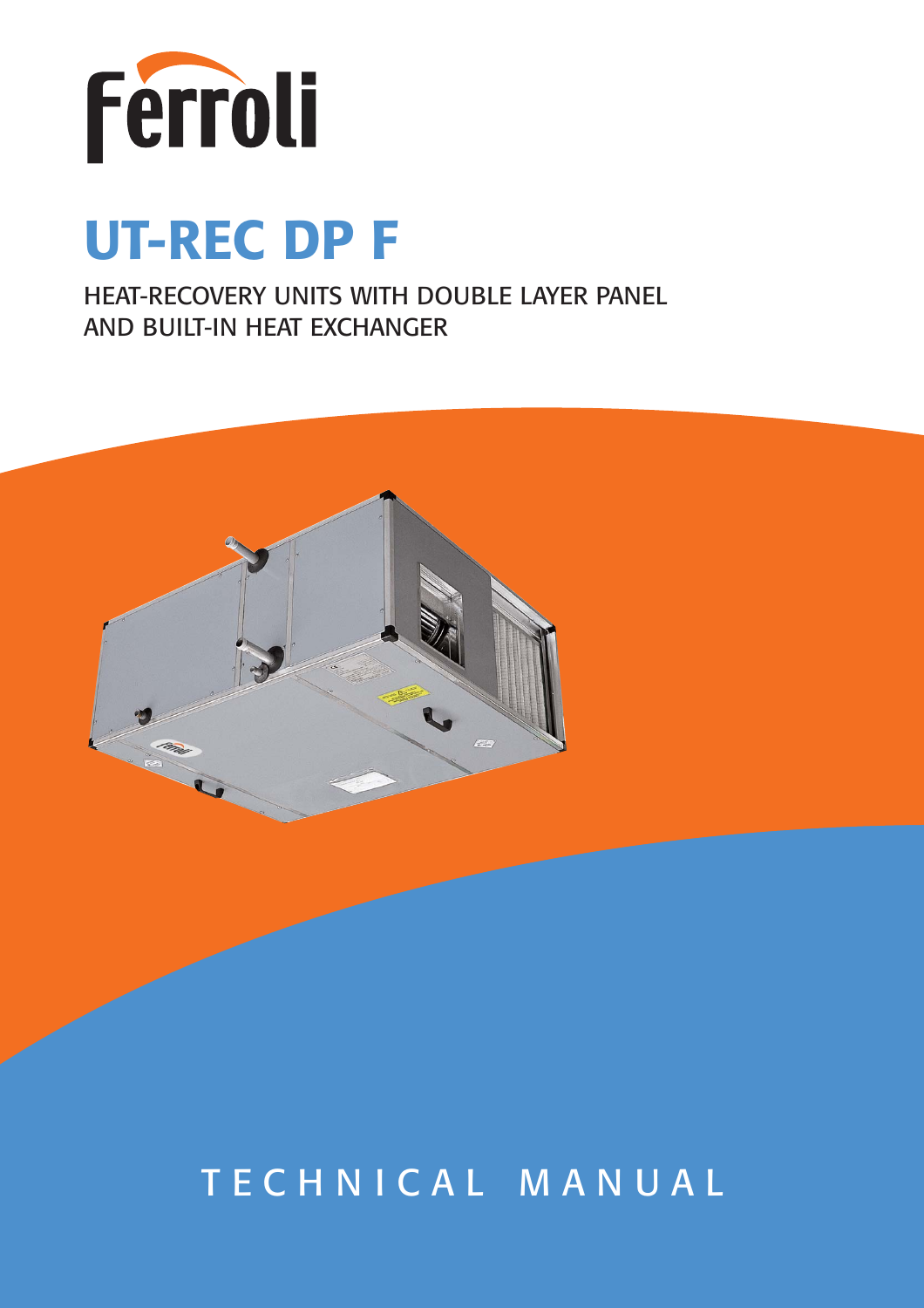Ferroli

# UT-REC DP F

HEAT-RECOVERY UNITS WITH DOUBLE LAYER PANEL AND BUILT-IN HEAT EXCHANGER

TECHNICAL MANUAL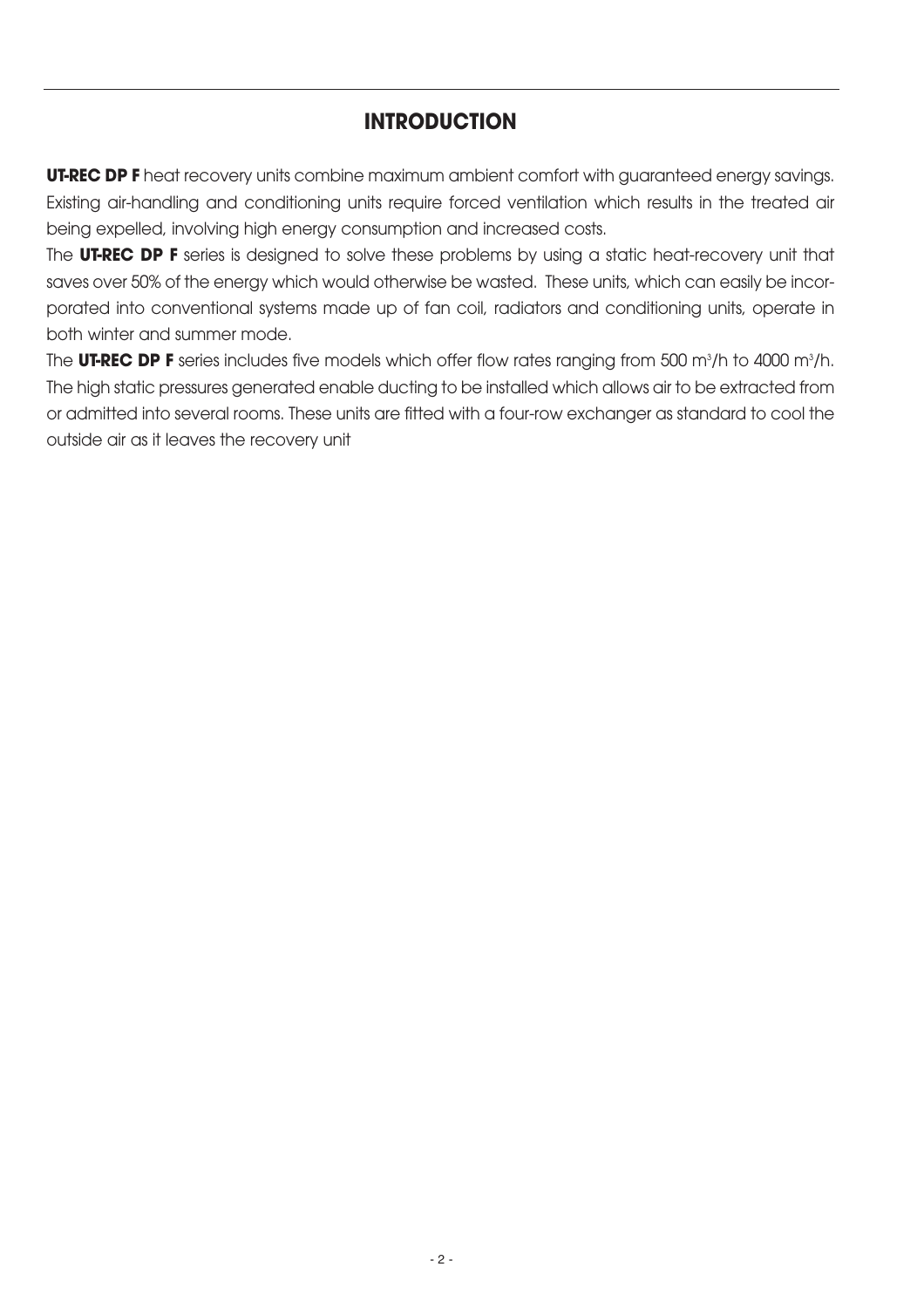## INTRODUCTION

**UT-REC DP F** heat recovery units combine maximum ambient comfort with guaranteed energy savings. Existing air-handling and conditioning units require forced ventilation which results in the treated air being expelled, involving high energy consumption and increased costs.

The **UT-REC DP F** series is designed to solve these problems by using a static heat-recovery unit that saves over 50% of the energy which would otherwise be wasted. These units, which can easily be incorporated into conventional systems made up of fan coil, radiators and conditioning units, operate in both winter and summer mode.

The **UT-REC DP F** series includes five models which offer flow rates ranging from 500 $m^3$/h to 4000 $m^3$/h. The high static pressures generated enable ducting to be installed which allows air to be extracted from or admitted into several rooms. These units are fitted with a four-row exchanger as standard to cool the outside air as it leaves the recovery unit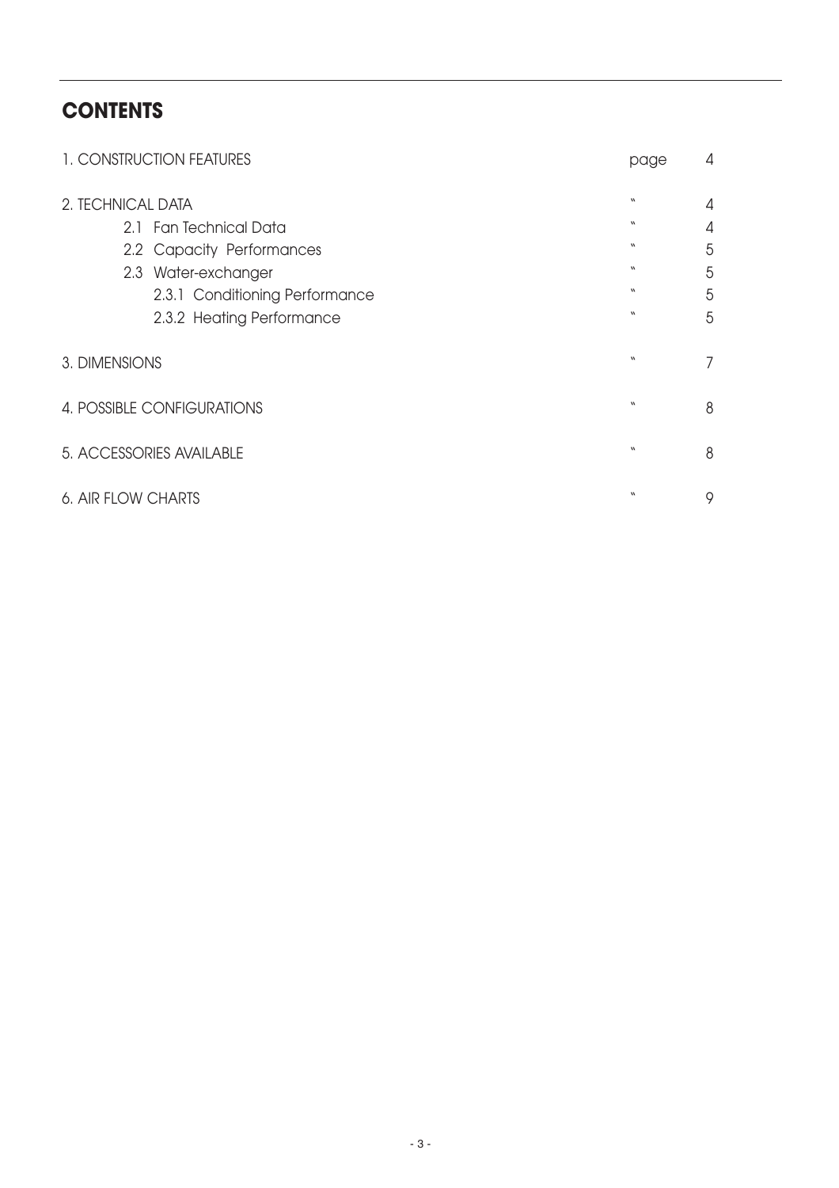## CONTENTS

| | | |
|---|---|---|
| 1. CONSTRUCTION FEATURES | page | 4 |
| 2. TECHNICAL DATA | " | 4 |
| 2.1 Fan Technical Data | " | 4 |
| 2.2 Capacity Performances | " | 5 |
| 2.3 Water-exchanger | " | 5 |
| 2.3.1 Conditioning Performance | " | 5 |
| 2.3.2 Heating Performance | " | 5 |
| 3. DIMENSIONS | " | 7 |
| 4. POSSIBLE CONFIGURATIONS | " | 8 |
| 5. ACCESSORIES AVAILABLE | " | 8 |
| 6. AIR FLOW CHARTS | " | 9 |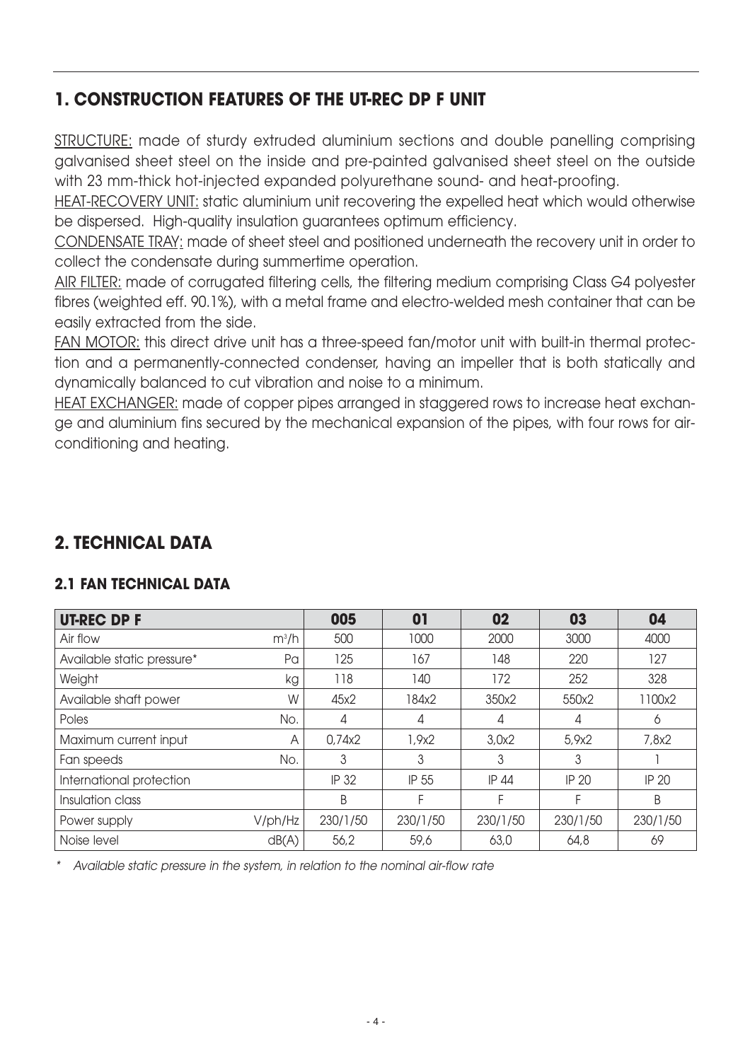## 1. CONSTRUCTION FEATURES OF THE UT-REC DP F UNIT

STRUCTURE: made of sturdy extruded aluminium sections and double panelling comprising galvanised sheet steel on the inside and pre-painted galvanised sheet steel on the outside with 23 mm-thick hot-injected expanded polyurethane sound- and heat-proofing.

HEAT-RECOVERY UNIT: static aluminium unit recovering the expelled heat which would otherwise be dispersed. High-quality insulation guarantees optimum efficiency.

CONDENSATE TRAY: made of sheet steel and positioned underneath the recovery unit in order to collect the condensate during summertime operation.

AIR FILTER: made of corrugated filtering cells, the filtering medium comprising Class G4 polyester fibres (weighted eff. 90.1%), with a metal frame and electro-welded mesh container that can be easily extracted from the side.

FAN MOTOR: this direct drive unit has a three-speed fan/motor unit with built-in thermal protection and a permanently-connected condenser, having an impeller that is both statically and dynamically balanced to cut vibration and noise to a minimum.

HEAT EXCHANGER: made of copper pipes arranged in staggered rows to increase heat exchange and aluminium fins secured by the mechanical expansion of the pipes, with four rows for air-conditioning and heating.

## 2. TECHNICAL DATA

### 2.1 FAN TECHNICAL DATA

| UT-REC DP F | | 005 | 01 | 02 | 03 | 04 |
|---|---|---|---|---|---|---|
| Air flow | $m^3/h$ | 500 | 1000 | 2000 | 3000 | 4000 |
| Available static pressure* | Pa | 125 | 167 | 148 | 220 | 127 |
| Weight | kg | 118 | 140 | 172 | 252 | 328 |
| Available shaft power | W | 45x2 | 184x2 | 350x2 | 550x2 | 1100x2 |
| Poles | No. | 4 | 4 | 4 | 4 | 6 |
| Maximum current input | A | 0,74x2 | 1,9x2 | 3,0x2 | 5,9x2 | 7,8x2 |
| Fan speeds | No. | 3 | 3 | 3 | 3 | 1 |
| International protection | | IP 32 | IP 55 | IP 44 | IP 20 | IP 20 |
| Insulation class | | B | F | F | F | B |
| Power supply | V/ph/Hz | 230/1/50 | 230/1/50 | 230/1/50 | 230/1/50 | 230/1/50 |
| Noise level | dB(A) | 56,2 | 59,6 | 63,0 | 64,8 | 69 |

*\* Available static pressure in the system, in relation to the nominal air-flow rate*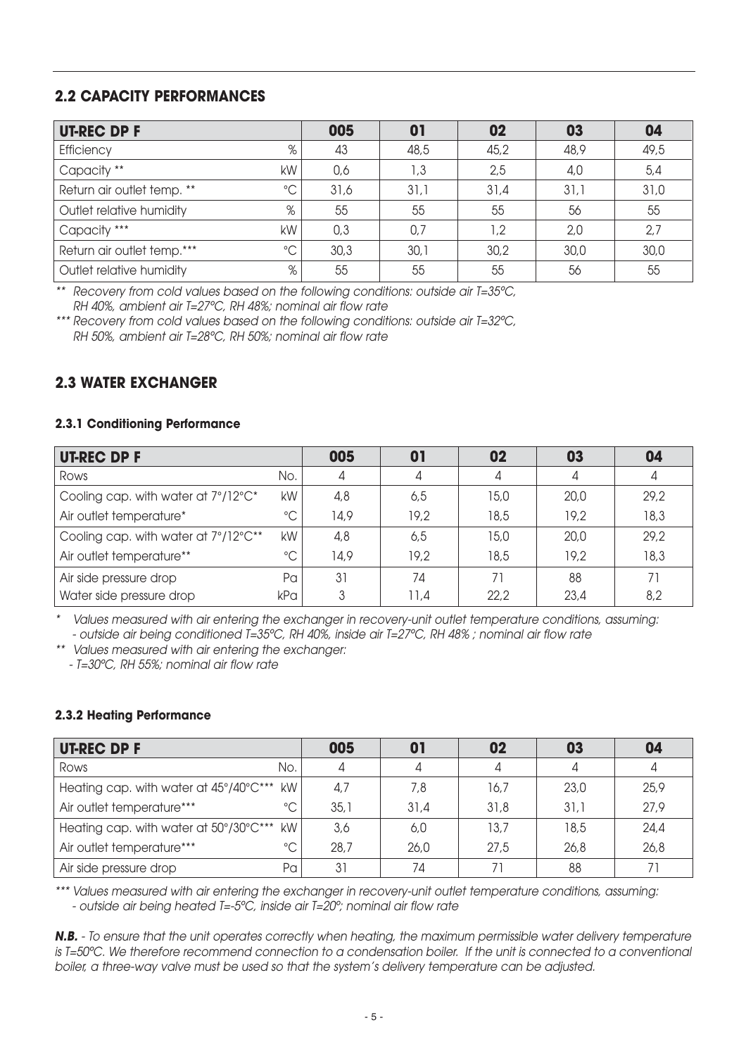## 2.2 CAPACITY PERFORMANCES

| UT-REC DP F | | 005 | 01 | 02 | 03 | 04 |
|---|---|---|---|---|---|---|
| Efficiency | % | 43 | 48,5 | 45,2 | 48,9 | 49,5 |
| Capacity ** | kW | 0,6 | 1,3 | 2,5 | 4,0 | 5,4 |
| Return air outlet temp. ** | °C | 31,6 | 31,1 | 31,4 | 31,1 | 31,0 |
| Outlet relative humidity | % | 55 | 55 | 55 | 56 | 55 |
| Capacity *** | kW | 0,3 | 0,7 | 1,2 | 2,0 | 2,7 |
| Return air outlet temp.*** | °C | 30,3 | 30,1 | 30,2 | 30,0 | 30,0 |
| Outlet relative humidity | % | 55 | 55 | 55 | 56 | 55 |

*\*\* Recovery from cold values based on the following conditions: outside air T=35°C, RH 40%, ambient air T=27°C, RH 48%; nominal air flow rate*

*\*\*\* Recovery from cold values based on the following conditions: outside air T=32°C, RH 50%, ambient air T=28°C, RH 50%; nominal air flow rate*

## 2.3 WATER EXCHANGER

### 2.3.1 Conditioning Performance

| UT-REC DP F | | 005 | 01 | 02 | 03 | 04 |
|---|---|---|---|---|---|---|
| Rows | No. | 4 | 4 | 4 | 4 | 4 |
| Cooling cap. with water at 7°/12°C* | kW | 4,8 | 6,5 | 15,0 | 20,0 | 29,2 |
| Air outlet temperature* | °C | 14,9 | 19,2 | 18,5 | 19,2 | 18,3 |
| Cooling cap. with water at 7°/12°C** | kW | 4,8 | 6,5 | 15,0 | 20,0 | 29,2 |
| Air outlet temperature** | °C | 14,9 | 19,2 | 18,5 | 19,2 | 18,3 |
| Air side pressure drop | Pa | 31 | 74 | 71 | 88 | 71 |
| Water side pressure drop | kPa | 3 | 11,4 | 22,2 | 23,4 | 8,2 |

*\* Values measured with air entering the exchanger in recovery-unit outlet temperature conditions, assuming: - outside air being conditioned T=35°C, RH 40%, inside air T=27°C, RH 48% ; nominal air flow rate*

*\*\* Values measured with air entering the exchanger: - T=30°C, RH 55%; nominal air flow rate*

### 2.3.2 Heating Performance

| UT-REC DP F | | 005 | 01 | 02 | 03 | 04 |
|---|---|---|---|---|---|---|
| Rows | No. | 4 | 4 | 4 | 4 | 4 |
| Heating cap. with water at 45°/40°C*** | kW | 4,7 | 7,8 | 16,7 | 23,0 | 25,9 |
| Air outlet temperature*** | °C | 35,1 | 31,4 | 31,8 | 31,1 | 27,9 |
| Heating cap. with water at 50°/30°C*** | kW | 3,6 | 6,0 | 13,7 | 18,5 | 24,4 |
| Air outlet temperature*** | °C | 28,7 | 26,0 | 27,5 | 26,8 | 26,8 |
| Air side pressure drop | Pa | 31 | 74 | 71 | 88 | 71 |

*\*\*\* Values measured with air entering the exchanger in recovery-unit outlet temperature conditions, assuming: - outside air being heated T=-5°C, inside air T=20°; nominal air flow rate*

***N.B.*** *- To ensure that the unit operates correctly when heating, the maximum permissible water delivery temperature is T=50°C. We therefore recommend connection to a condensation boiler. If the unit is connected to a conventional boiler, a three-way valve must be used so that the system's delivery temperature can be adjusted.*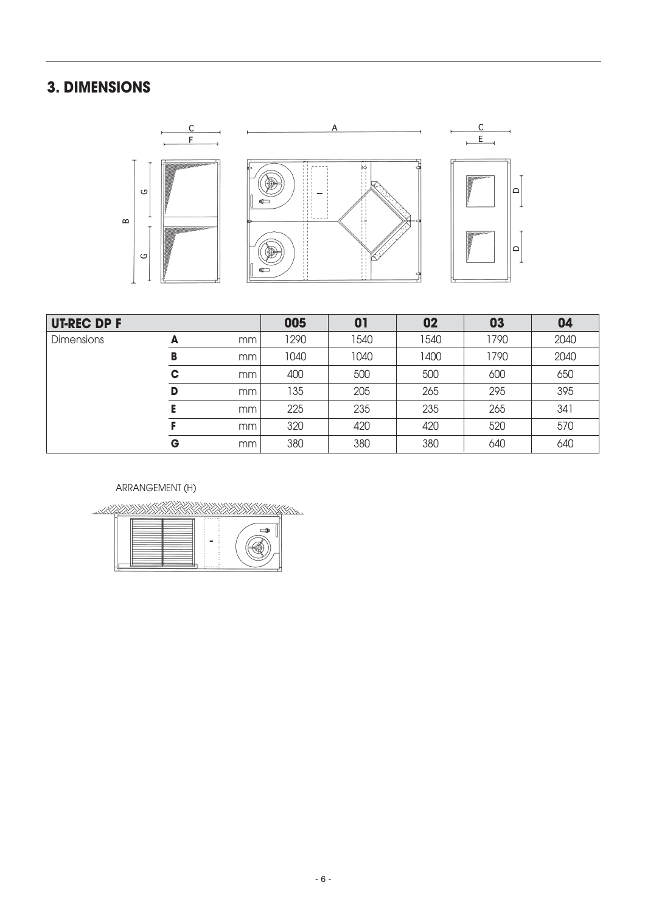## 3. DIMENSIONS

| UT-REC DP F | | | 005 | 01 | 02 | 03 | 04 |
|---|---|---|---|---|---|---|---|
| Dimensions | A | mm | 1290 | 1540 | 1540 | 1790 | 2040 |
| | B | mm | 1040 | 1040 | 1400 | 1790 | 2040 |
| | C | mm | 400 | 500 | 500 | 600 | 650 |
| | D | mm | 135 | 205 | 265 | 295 | 395 |
| | E | mm | 225 | 235 | 235 | 265 | 341 |
| | F | mm | 320 | 420 | 420 | 520 | 570 |
| | G | mm | 380 | 380 | 380 | 640 | 640 |

ARRANGEMENT (H)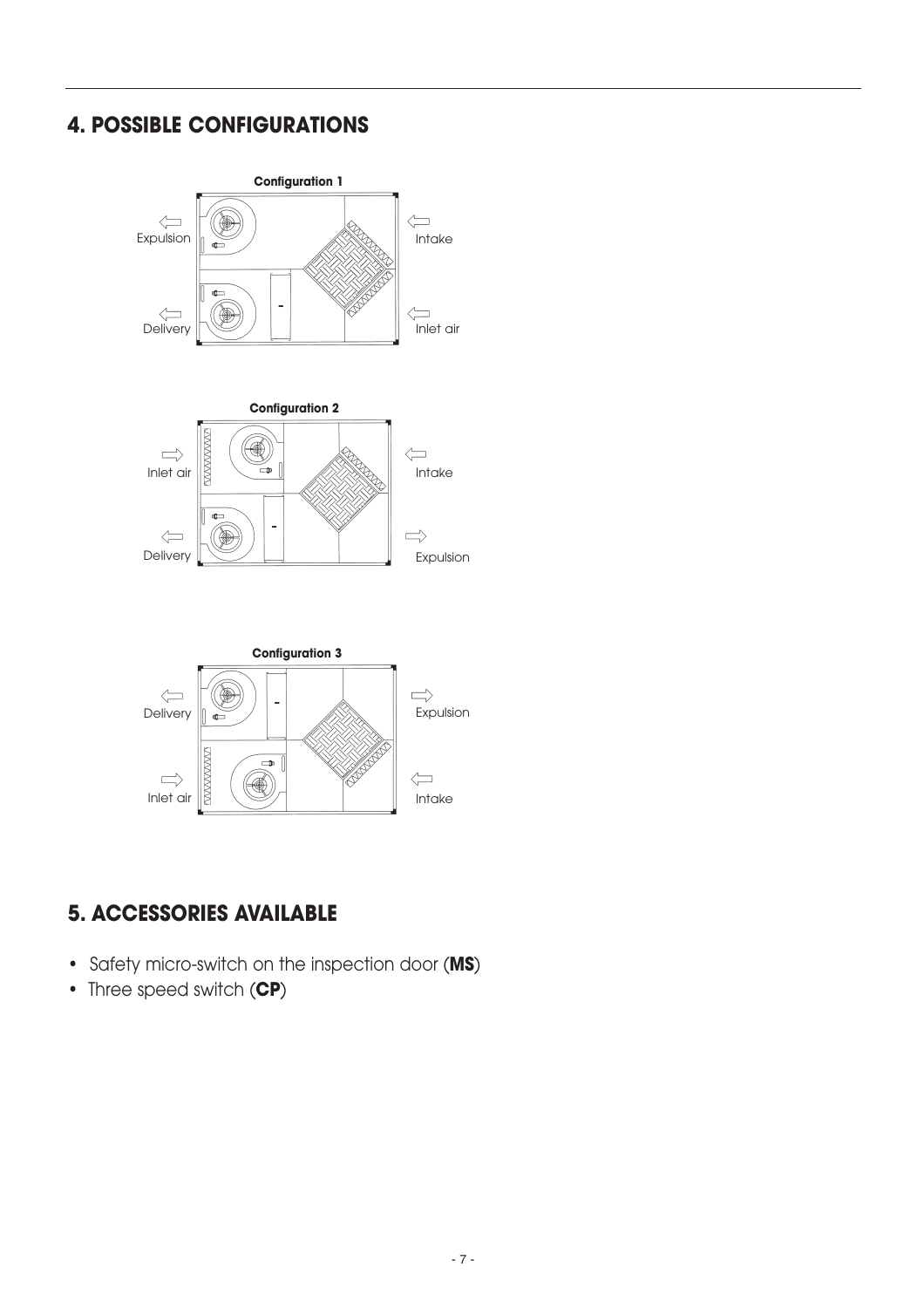## 4. POSSIBLE CONFIGURATIONS

**Configuration 1**

Expulsion — Intake

Delivery — Inlet air

**Configuration 2**

Inlet air — Intake

Delivery — Expulsion

**Configuration 3**

Delivery — Expulsion

Inlet air — Intake

## 5. ACCESSORIES AVAILABLE

- Safety micro-switch on the inspection door (**MS**)
- Three speed switch (**CP**)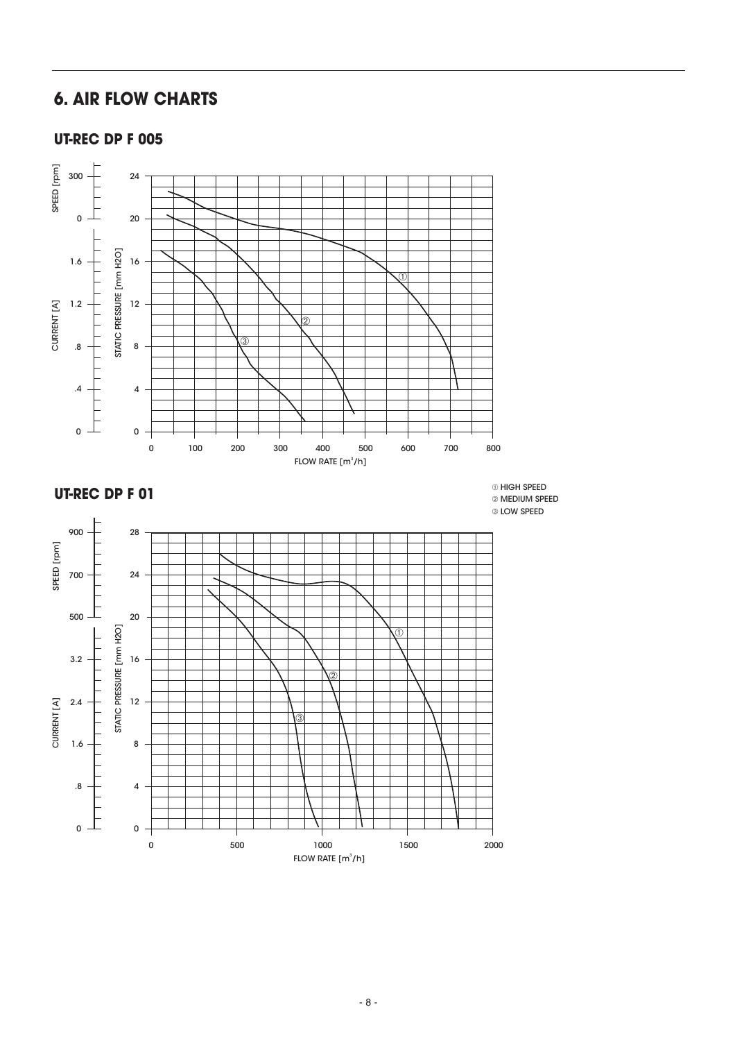# 6. AIR FLOW CHARTS

## UT-REC DP F 005

SPEED [rpm]: 300, 0

CURRENT [A]: 0, .4, .8, 1.2, 1.6

STATIC PRESSURE [mm H2O]: 0, 4, 8, 12, 16, 20, 24

FLOW RATE [m³/h]: 0, 100, 200, 300, 400, 500, 600, 700, 800

## UT-REC DP F 01

① HIGH SPEED
② MEDIUM SPEED
③ LOW SPEED

SPEED [rpm]: 500, 700, 900

CURRENT [A]: 0, .8, 1.6, 2.4, 3.2

STATIC PRESSURE [mm H2O]: 0, 4, 8, 12, 16, 20, 24, 28

FLOW RATE [m³/h]: 0, 500, 1000, 1500, 2000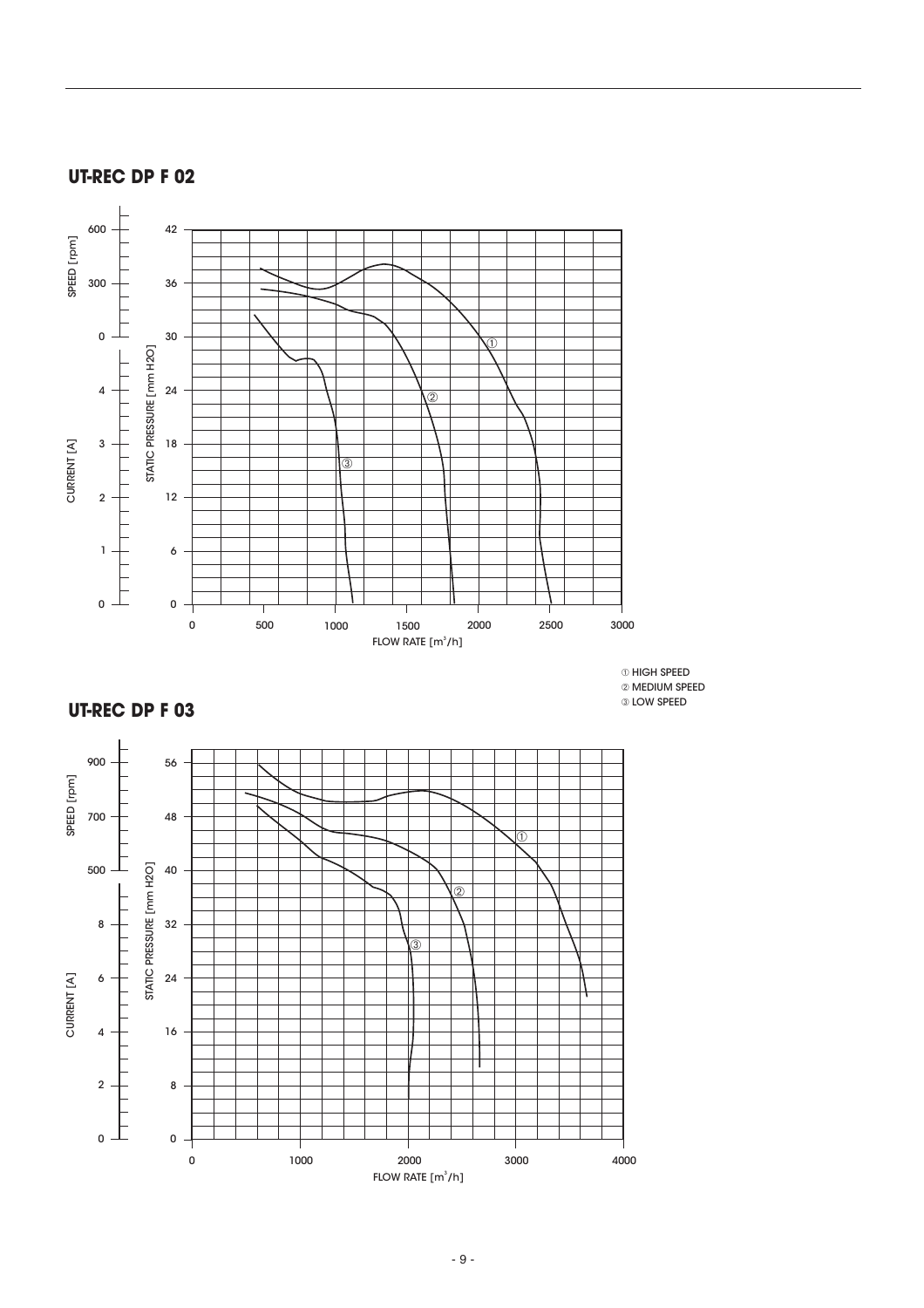## UT-REC DP F 02

SPEED [rpm]: 600, 300, 0

CURRENT [A]: 4, 3, 2, 1, 0

STATIC PRESSURE [mm H2O]: 42, 36, 30, 24, 18, 12, 6, 0

FLOW RATE [$m^3$/h]: 0, 500, 1000, 1500, 2000, 2500, 3000

① HIGH SPEED
② MEDIUM SPEED
③ LOW SPEED

## UT-REC DP F 03

SPEED [rpm]: 900, 700, 500

CURRENT [A]: 8, 6, 4, 2, 0

STATIC PRESSURE [mm H2O]: 56, 48, 40, 32, 24, 16, 8, 0

FLOW RATE [$m^3$/h]: 0, 1000, 2000, 3000, 4000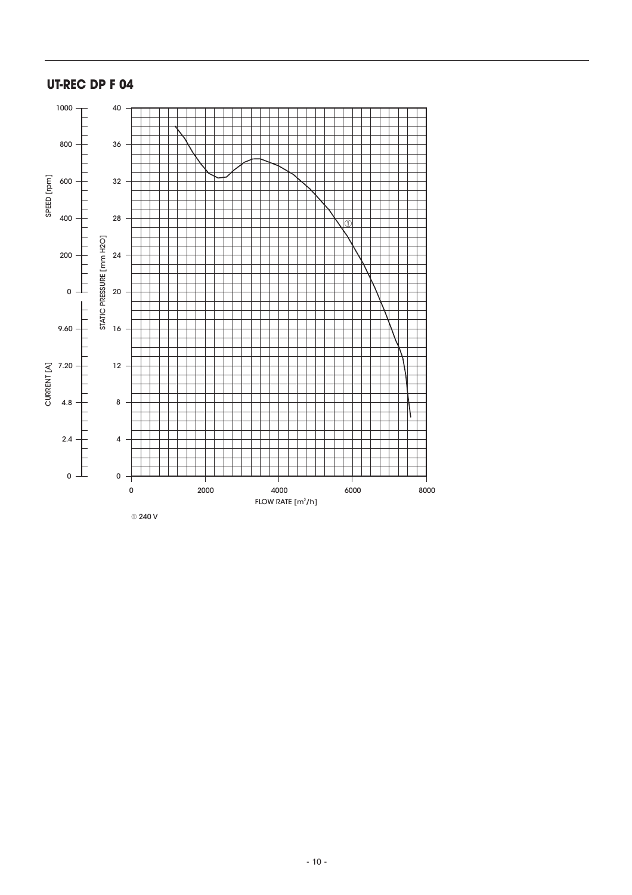## UT-REC DP F 04

SPEED [rpm]: 0, 200, 400, 600, 800, 1000

CURRENT [A]: 0, 2.4, 4.8, 7.20, 9.60

STATIC PRESSURE [mm H2O]: 0, 4, 8, 12, 16, 20, 24, 28, 32, 36, 40

FLOW RATE [$m^3$/h]: 0, 2000, 4000, 6000, 8000

① 240 V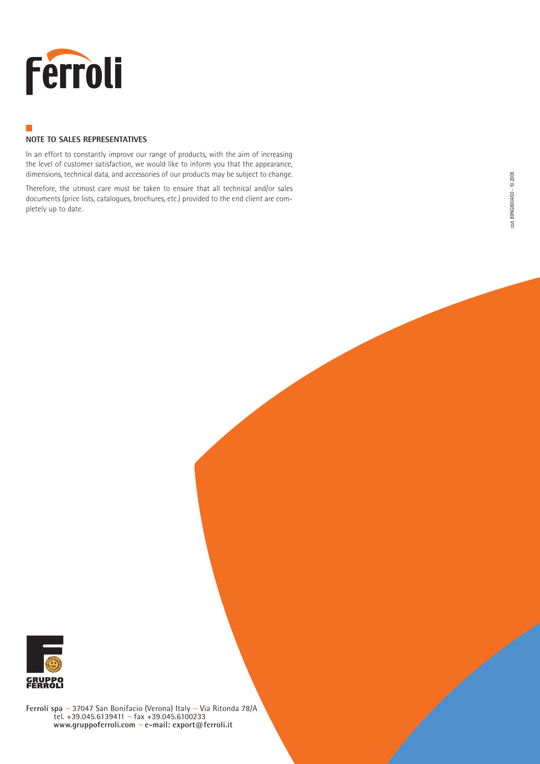Ferroli

## NOTE TO SALES REPRESENTATIVES

In an effort to constantly improve our range of products, with the aim of increasing the level of customer satisfaction, we would like to inform you that the appearance, dimensions, technical data, and accessories of our products may be subject to change.

Therefore, the utmost care must be taken to ensure that all technical and/or sales documents (price lists, catalogues, brochures, etc.) provided to the end client are completely up to date.

cod. 89NG6004/00 - 10.2006

GRUPPO FERROLI

**Ferroli spa** ¬ 37047 San Bonifacio (Verona) Italy ¬ Via Ritonda 78/A
tel. +39.045.6139411 ¬ fax +39.045.6100233
**www.gruppoferroli.com** ¬ **e-mail: export@ferroli.it**